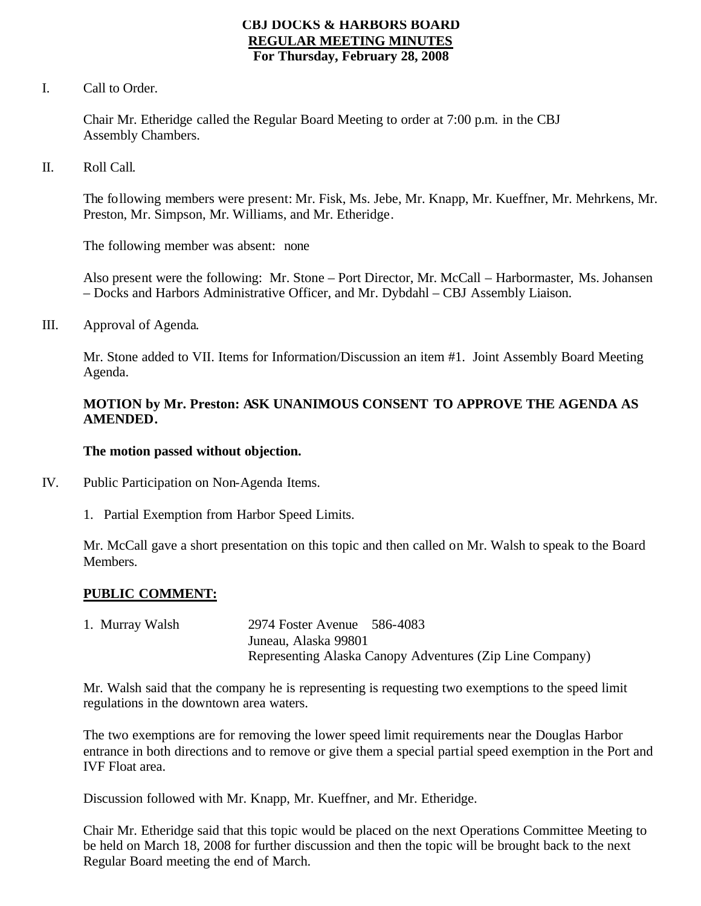**CBJ DOCKS & HARBORS BOARD**
**REGULAR MEETING MINUTES**
**For Thursday, February 28, 2008**

I. Call to Order.

Chair Mr. Etheridge called the Regular Board Meeting to order at 7:00 p.m. in the CBJ Assembly Chambers.

II. Roll Call.

The following members were present: Mr. Fisk, Ms. Jebe, Mr. Knapp, Mr. Kueffner, Mr. Mehrkens, Mr. Preston, Mr. Simpson, Mr. Williams, and Mr. Etheridge.

The following member was absent: none

Also present were the following: Mr. Stone – Port Director, Mr. McCall – Harbormaster, Ms. Johansen – Docks and Harbors Administrative Officer, and Mr. Dybdahl – CBJ Assembly Liaison.

III. Approval of Agenda.

Mr. Stone added to VII. Items for Information/Discussion an item #1. Joint Assembly Board Meeting Agenda.

**MOTION by Mr. Preston: ASK UNANIMOUS CONSENT TO APPROVE THE AGENDA AS AMENDED.**

**The motion passed without objection.**

IV. Public Participation on Non-Agenda Items.

1. Partial Exemption from Harbor Speed Limits.

Mr. McCall gave a short presentation on this topic and then called on Mr. Walsh to speak to the Board Members.

## PUBLIC COMMENT:

| | |
|---|---|
| 1. Murray Walsh | 2974 Foster Avenue 586-4083<br>Juneau, Alaska 99801<br>Representing Alaska Canopy Adventures (Zip Line Company) |

Mr. Walsh said that the company he is representing is requesting two exemptions to the speed limit regulations in the downtown area waters.

The two exemptions are for removing the lower speed limit requirements near the Douglas Harbor entrance in both directions and to remove or give them a special partial speed exemption in the Port and IVF Float area.

Discussion followed with Mr. Knapp, Mr. Kueffner, and Mr. Etheridge.

Chair Mr. Etheridge said that this topic would be placed on the next Operations Committee Meeting to be held on March 18, 2008 for further discussion and then the topic will be brought back to the next Regular Board meeting the end of March.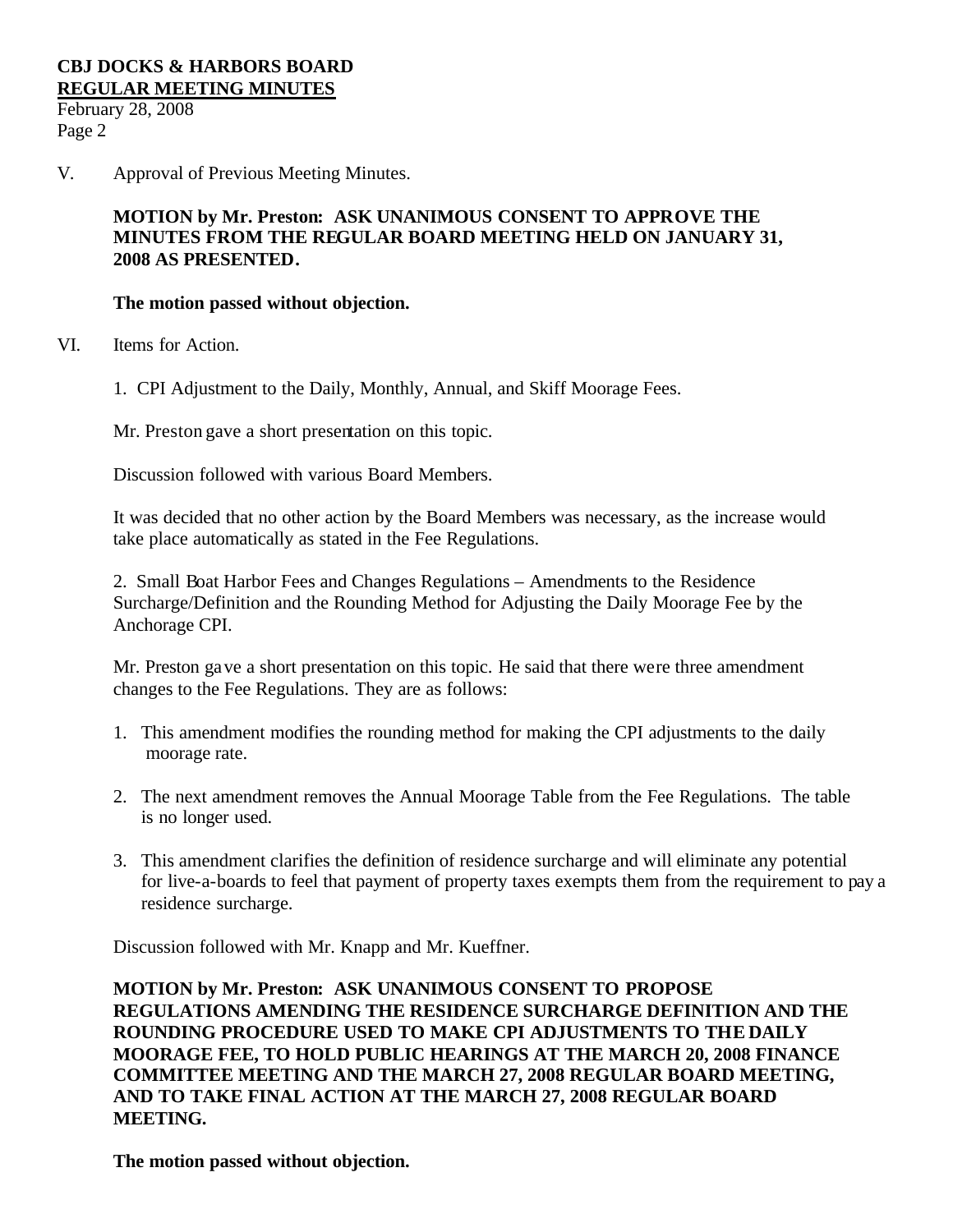V. Approval of Previous Meeting Minutes.

**MOTION by Mr. Preston: ASK UNANIMOUS CONSENT TO APPROVE THE MINUTES FROM THE REGULAR BOARD MEETING HELD ON JANUARY 31, 2008 AS PRESENTED.**

**The motion passed without objection.**

VI. Items for Action.

1. CPI Adjustment to the Daily, Monthly, Annual, and Skiff Moorage Fees.

Mr. Preston gave a short presentation on this topic.

Discussion followed with various Board Members.

It was decided that no other action by the Board Members was necessary, as the increase would take place automatically as stated in the Fee Regulations.

2. Small Boat Harbor Fees and Changes Regulations – Amendments to the Residence Surcharge/Definition and the Rounding Method for Adjusting the Daily Moorage Fee by the Anchorage CPI.

Mr. Preston gave a short presentation on this topic. He said that there were three amendment changes to the Fee Regulations. They are as follows:

1. This amendment modifies the rounding method for making the CPI adjustments to the daily moorage rate.
2. The next amendment removes the Annual Moorage Table from the Fee Regulations. The table is no longer used.
3. This amendment clarifies the definition of residence surcharge and will eliminate any potential for live-a-boards to feel that payment of property taxes exempts them from the requirement to pay a residence surcharge.

Discussion followed with Mr. Knapp and Mr. Kueffner.

**MOTION by Mr. Preston: ASK UNANIMOUS CONSENT TO PROPOSE REGULATIONS AMENDING THE RESIDENCE SURCHARGE DEFINITION AND THE ROUNDING PROCEDURE USED TO MAKE CPI ADJUSTMENTS TO THE DAILY MOORAGE FEE, TO HOLD PUBLIC HEARINGS AT THE MARCH 20, 2008 FINANCE COMMITTEE MEETING AND THE MARCH 27, 2008 REGULAR BOARD MEETING, AND TO TAKE FINAL ACTION AT THE MARCH 27, 2008 REGULAR BOARD MEETING.**

**The motion passed without objection.**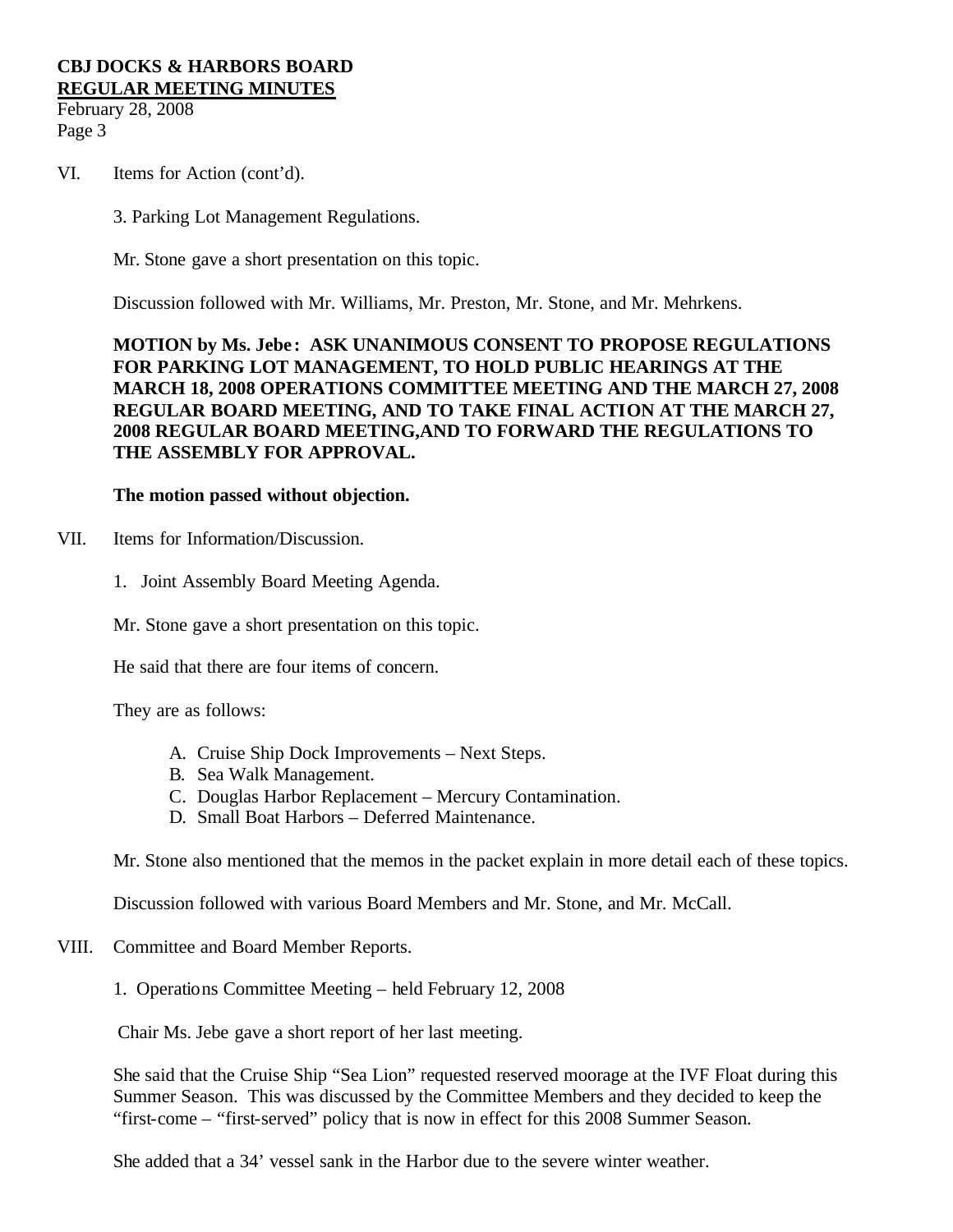VI. Items for Action (cont'd).

3. Parking Lot Management Regulations.

Mr. Stone gave a short presentation on this topic.

Discussion followed with Mr. Williams, Mr. Preston, Mr. Stone, and Mr. Mehrkens.

**MOTION by Ms. Jebe: ASK UNANIMOUS CONSENT TO PROPOSE REGULATIONS FOR PARKING LOT MANAGEMENT, TO HOLD PUBLIC HEARINGS AT THE MARCH 18, 2008 OPERATIONS COMMITTEE MEETING AND THE MARCH 27, 2008 REGULAR BOARD MEETING, AND TO TAKE FINAL ACTION AT THE MARCH 27, 2008 REGULAR BOARD MEETING,AND TO FORWARD THE REGULATIONS TO THE ASSEMBLY FOR APPROVAL.**

**The motion passed without objection.**

VII. Items for Information/Discussion.

1. Joint Assembly Board Meeting Agenda.

Mr. Stone gave a short presentation on this topic.

He said that there are four items of concern.

They are as follows:

A. Cruise Ship Dock Improvements – Next Steps.
B. Sea Walk Management.
C. Douglas Harbor Replacement – Mercury Contamination.
D. Small Boat Harbors – Deferred Maintenance.

Mr. Stone also mentioned that the memos in the packet explain in more detail each of these topics.

Discussion followed with various Board Members and Mr. Stone, and Mr. McCall.

VIII. Committee and Board Member Reports.

1. Operations Committee Meeting – held February 12, 2008

Chair Ms. Jebe gave a short report of her last meeting.

She said that the Cruise Ship "Sea Lion" requested reserved moorage at the IVF Float during this Summer Season. This was discussed by the Committee Members and they decided to keep the "first-come – "first-served" policy that is now in effect for this 2008 Summer Season.

She added that a 34' vessel sank in the Harbor due to the severe winter weather.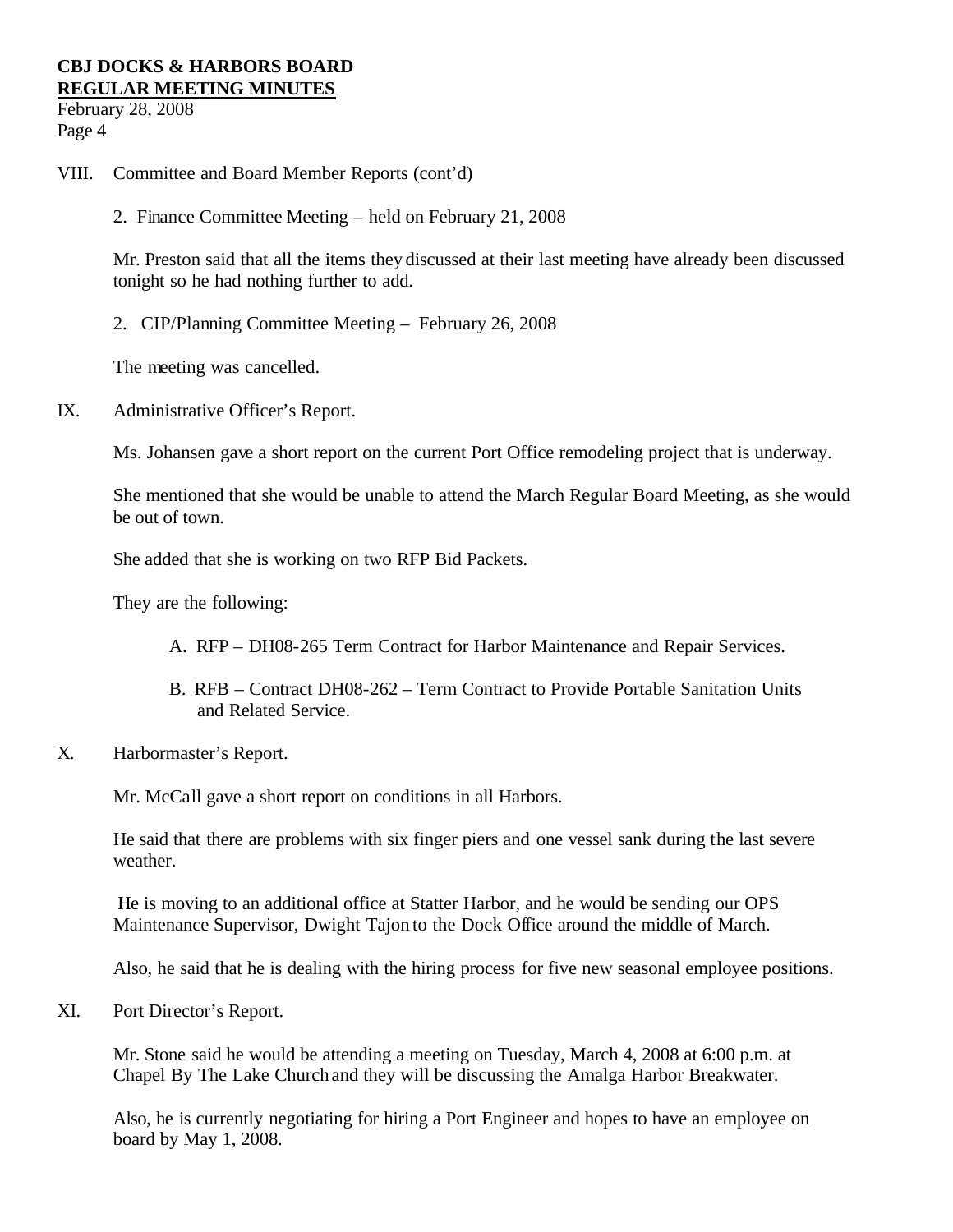VIII. Committee and Board Member Reports (cont'd)

2. Finance Committee Meeting – held on February 21, 2008

Mr. Preston said that all the items they discussed at their last meeting have already been discussed tonight so he had nothing further to add.

2. CIP/Planning Committee Meeting – February 26, 2008

The meeting was cancelled.

IX. Administrative Officer's Report.

Ms. Johansen gave a short report on the current Port Office remodeling project that is underway.

She mentioned that she would be unable to attend the March Regular Board Meeting, as she would be out of town.

She added that she is working on two RFP Bid Packets.

They are the following:

A. RFP – DH08-265 Term Contract for Harbor Maintenance and Repair Services.

B. RFB – Contract DH08-262 – Term Contract to Provide Portable Sanitation Units and Related Service.

X. Harbormaster's Report.

Mr. McCall gave a short report on conditions in all Harbors.

He said that there are problems with six finger piers and one vessel sank during the last severe weather.

He is moving to an additional office at Statter Harbor, and he would be sending our OPS Maintenance Supervisor, Dwight Tajon to the Dock Office around the middle of March.

Also, he said that he is dealing with the hiring process for five new seasonal employee positions.

XI. Port Director's Report.

Mr. Stone said he would be attending a meeting on Tuesday, March 4, 2008 at 6:00 p.m. at Chapel By The Lake Church and they will be discussing the Amalga Harbor Breakwater.

Also, he is currently negotiating for hiring a Port Engineer and hopes to have an employee on board by May 1, 2008.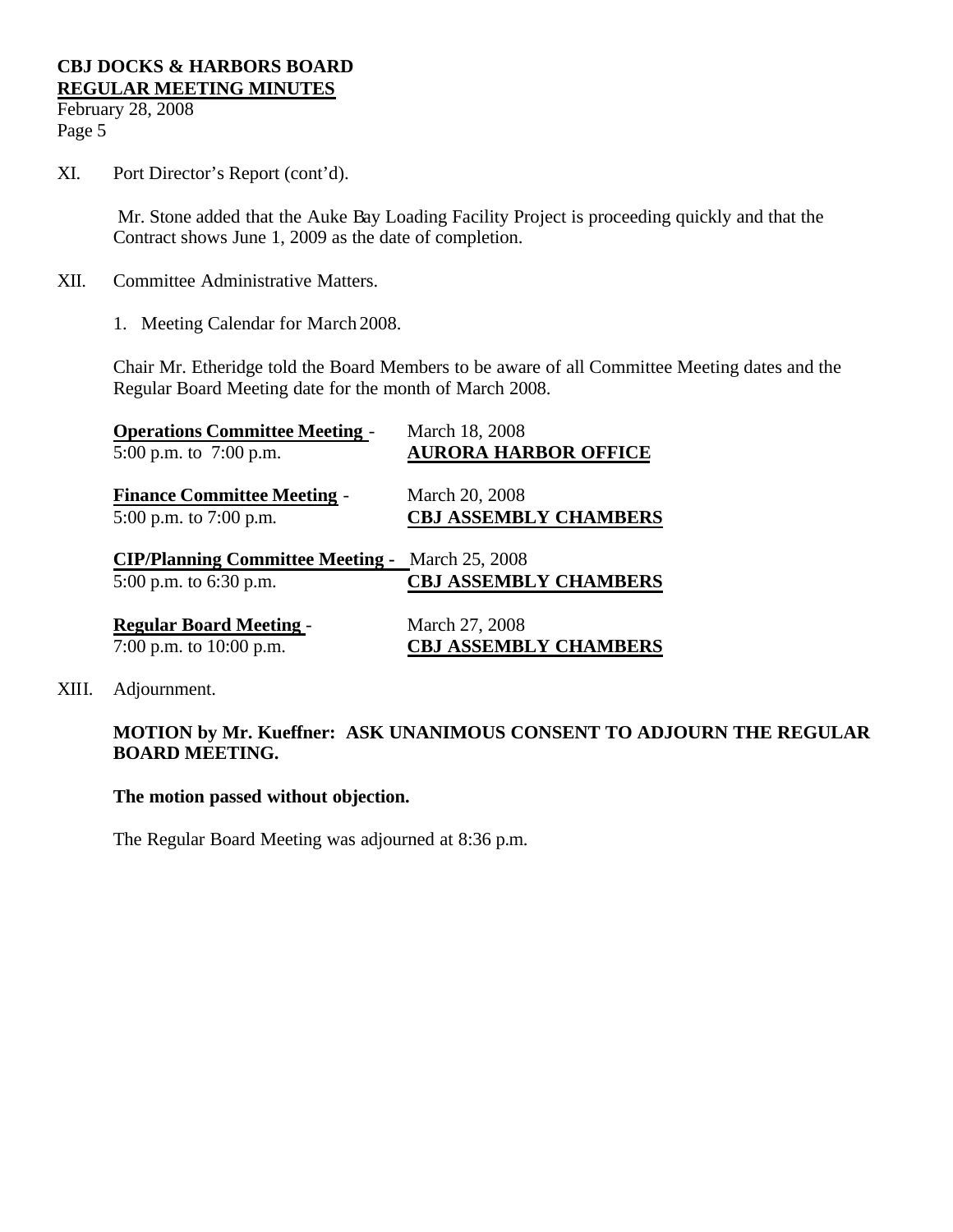XI. Port Director's Report (cont'd).

Mr. Stone added that the Auke Bay Loading Facility Project is proceeding quickly and that the Contract shows June 1, 2009 as the date of completion.

XII. Committee Administrative Matters.

1. Meeting Calendar for March 2008.

Chair Mr. Etheridge told the Board Members to be aware of all Committee Meeting dates and the Regular Board Meeting date for the month of March 2008.

| | |
|---|---|
| **Operations Committee Meeting** - <br> 5:00 p.m. to 7:00 p.m. | March 18, 2008 <br> **AURORA HARBOR OFFICE** |
| **Finance Committee Meeting** - <br> 5:00 p.m. to 7:00 p.m. | March 20, 2008 <br> **CBJ ASSEMBLY CHAMBERS** |
| **CIP/Planning Committee Meeting** - <br> 5:00 p.m. to 6:30 p.m. | March 25, 2008 <br> **CBJ ASSEMBLY CHAMBERS** |
| **Regular Board Meeting** - <br> 7:00 p.m. to 10:00 p.m. | March 27, 2008 <br> **CBJ ASSEMBLY CHAMBERS** |

XIII. Adjournment.

**MOTION by Mr. Kueffner: ASK UNANIMOUS CONSENT TO ADJOURN THE REGULAR BOARD MEETING.**

**The motion passed without objection.**

The Regular Board Meeting was adjourned at 8:36 p.m.